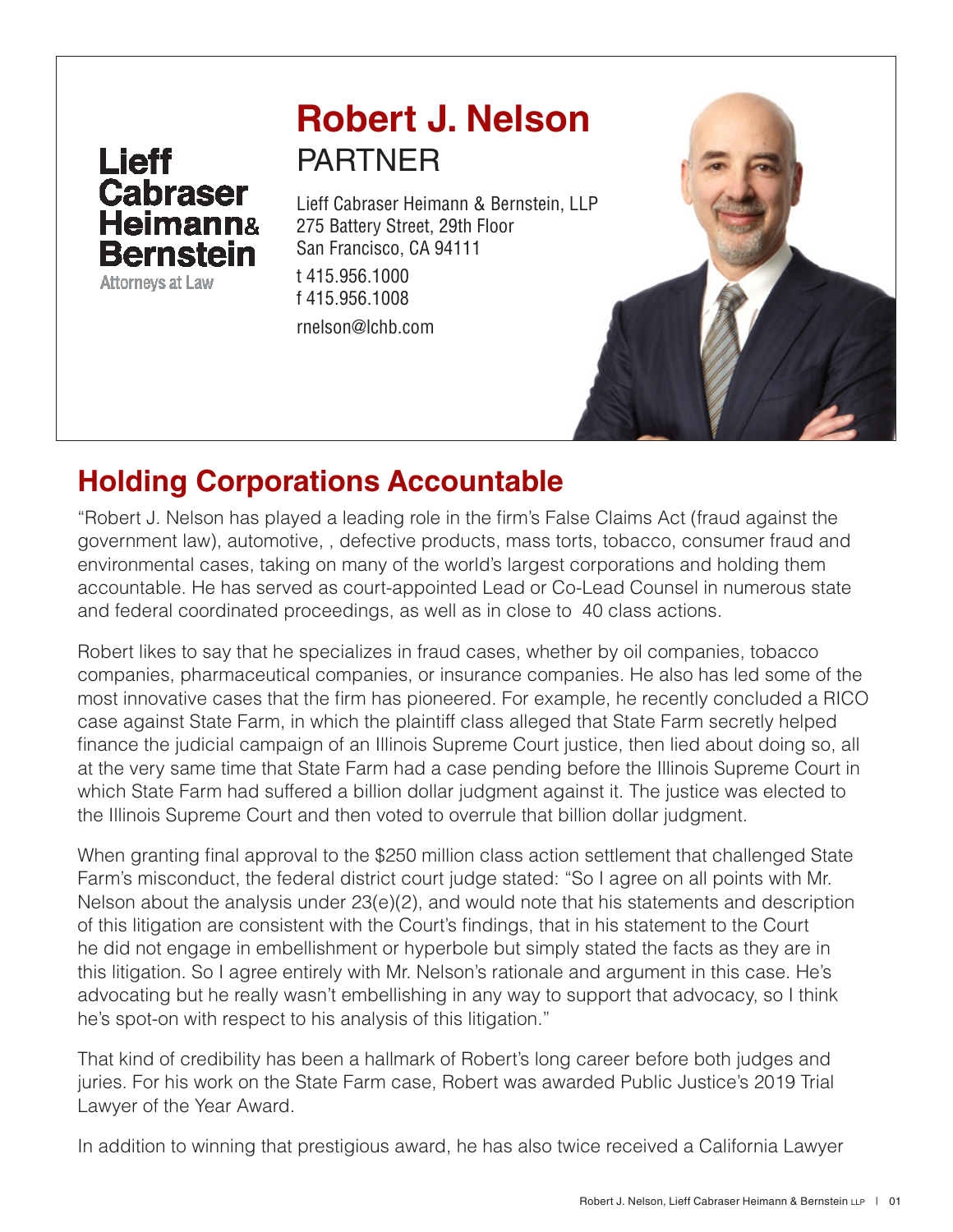Lieff Cabraser Heimann & Bernstein
Attorneys at Law

# Robert J. Nelson

## PARTNER

Lieff Cabraser Heimann & Bernstein, LLP
275 Battery Street, 29th Floor
San Francisco, CA 94111

t 415.956.1000
f 415.956.1008
rnelson@lchb.com

## Holding Corporations Accountable

"Robert J. Nelson has played a leading role in the firm's False Claims Act (fraud against the government law), automotive, , defective products, mass torts, tobacco, consumer fraud and environmental cases, taking on many of the world's largest corporations and holding them accountable. He has served as court-appointed Lead or Co-Lead Counsel in numerous state and federal coordinated proceedings, as well as in close to 40 class actions.

Robert likes to say that he specializes in fraud cases, whether by oil companies, tobacco companies, pharmaceutical companies, or insurance companies. He also has led some of the most innovative cases that the firm has pioneered. For example, he recently concluded a RICO case against State Farm, in which the plaintiff class alleged that State Farm secretly helped finance the judicial campaign of an Illinois Supreme Court justice, then lied about doing so, all at the very same time that State Farm had a case pending before the Illinois Supreme Court in which State Farm had suffered a billion dollar judgment against it. The justice was elected to the Illinois Supreme Court and then voted to overrule that billion dollar judgment.

When granting final approval to the $250 million class action settlement that challenged State Farm's misconduct, the federal district court judge stated: "So I agree on all points with Mr. Nelson about the analysis under 23(e)(2), and would note that his statements and description of this litigation are consistent with the Court's findings, that in his statement to the Court he did not engage in embellishment or hyperbole but simply stated the facts as they are in this litigation. So I agree entirely with Mr. Nelson's rationale and argument in this case. He's advocating but he really wasn't embellishing in any way to support that advocacy, so I think he's spot-on with respect to his analysis of this litigation."

That kind of credibility has been a hallmark of Robert's long career before both judges and juries. For his work on the State Farm case, Robert was awarded Public Justice's 2019 Trial Lawyer of the Year Award.

In addition to winning that prestigious award, he has also twice received a California Lawyer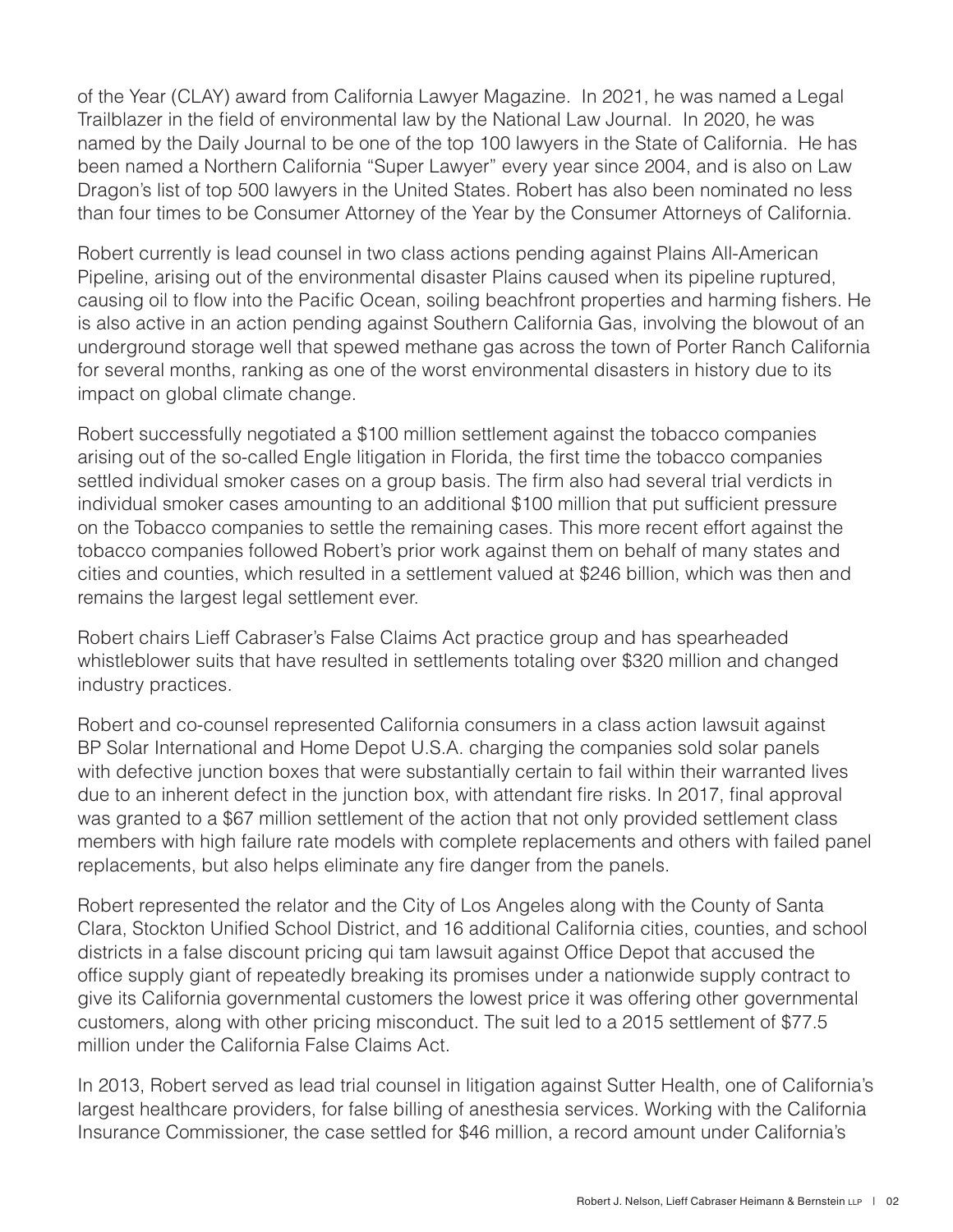of the Year (CLAY) award from California Lawyer Magazine. In 2021, he was named a Legal Trailblazer in the field of environmental law by the National Law Journal. In 2020, he was named by the Daily Journal to be one of the top 100 lawyers in the State of California. He has been named a Northern California "Super Lawyer" every year since 2004, and is also on Law Dragon's list of top 500 lawyers in the United States. Robert has also been nominated no less than four times to be Consumer Attorney of the Year by the Consumer Attorneys of California.

Robert currently is lead counsel in two class actions pending against Plains All-American Pipeline, arising out of the environmental disaster Plains caused when its pipeline ruptured, causing oil to flow into the Pacific Ocean, soiling beachfront properties and harming fishers. He is also active in an action pending against Southern California Gas, involving the blowout of an underground storage well that spewed methane gas across the town of Porter Ranch California for several months, ranking as one of the worst environmental disasters in history due to its impact on global climate change.

Robert successfully negotiated a $100 million settlement against the tobacco companies arising out of the so-called Engle litigation in Florida, the first time the tobacco companies settled individual smoker cases on a group basis. The firm also had several trial verdicts in individual smoker cases amounting to an additional $100 million that put sufficient pressure on the Tobacco companies to settle the remaining cases. This more recent effort against the tobacco companies followed Robert's prior work against them on behalf of many states and cities and counties, which resulted in a settlement valued at $246 billion, which was then and remains the largest legal settlement ever.

Robert chairs Lieff Cabraser's False Claims Act practice group and has spearheaded whistleblower suits that have resulted in settlements totaling over $320 million and changed industry practices.

Robert and co-counsel represented California consumers in a class action lawsuit against BP Solar International and Home Depot U.S.A. charging the companies sold solar panels with defective junction boxes that were substantially certain to fail within their warranted lives due to an inherent defect in the junction box, with attendant fire risks. In 2017, final approval was granted to a $67 million settlement of the action that not only provided settlement class members with high failure rate models with complete replacements and others with failed panel replacements, but also helps eliminate any fire danger from the panels.

Robert represented the relator and the City of Los Angeles along with the County of Santa Clara, Stockton Unified School District, and 16 additional California cities, counties, and school districts in a false discount pricing qui tam lawsuit against Office Depot that accused the office supply giant of repeatedly breaking its promises under a nationwide supply contract to give its California governmental customers the lowest price it was offering other governmental customers, along with other pricing misconduct. The suit led to a 2015 settlement of $77.5 million under the California False Claims Act.

In 2013, Robert served as lead trial counsel in litigation against Sutter Health, one of California's largest healthcare providers, for false billing of anesthesia services. Working with the California Insurance Commissioner, the case settled for $46 million, a record amount under California's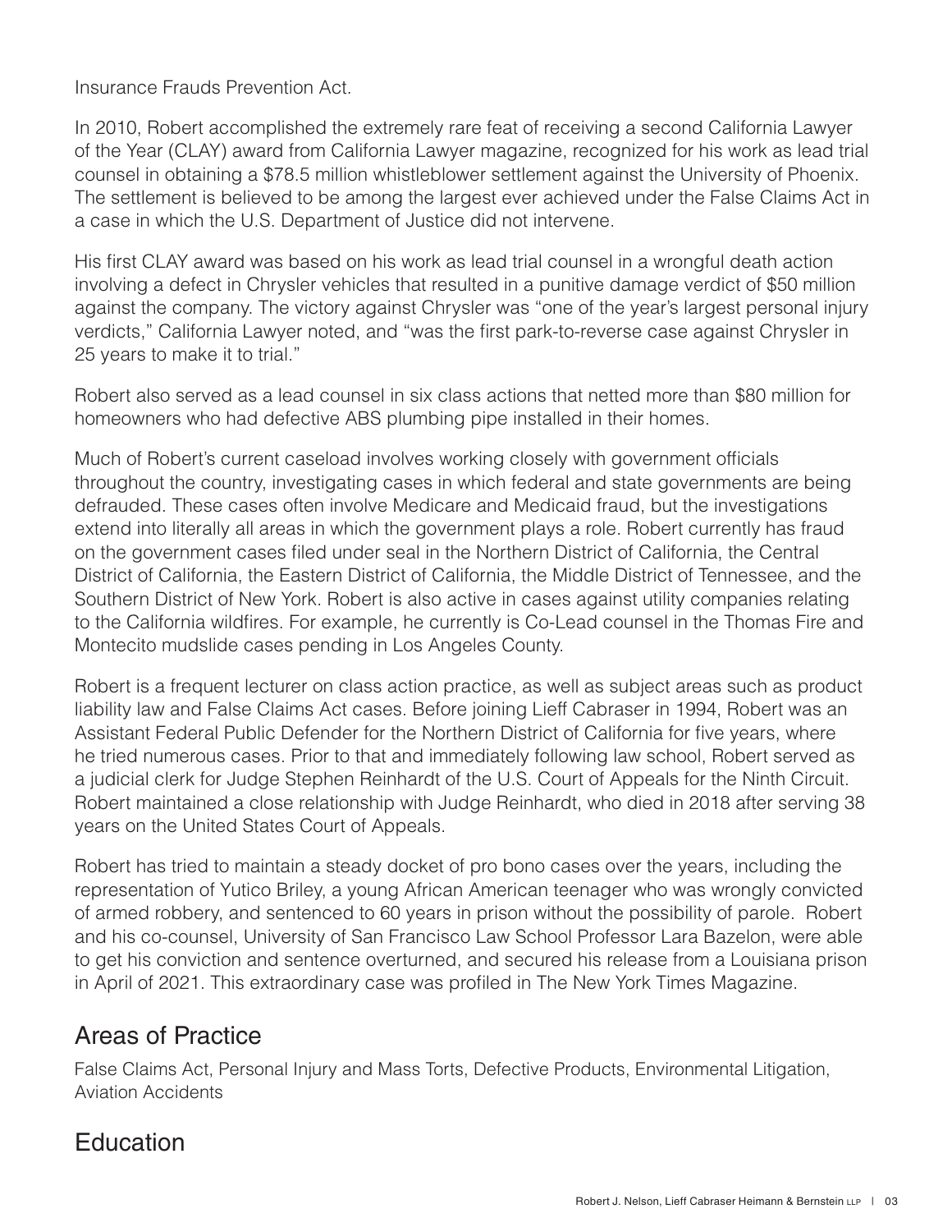Insurance Frauds Prevention Act.

In 2010, Robert accomplished the extremely rare feat of receiving a second California Lawyer of the Year (CLAY) award from California Lawyer magazine, recognized for his work as lead trial counsel in obtaining a $78.5 million whistleblower settlement against the University of Phoenix. The settlement is believed to be among the largest ever achieved under the False Claims Act in a case in which the U.S. Department of Justice did not intervene.

His first CLAY award was based on his work as lead trial counsel in a wrongful death action involving a defect in Chrysler vehicles that resulted in a punitive damage verdict of $50 million against the company. The victory against Chrysler was "one of the year's largest personal injury verdicts," California Lawyer noted, and "was the first park-to-reverse case against Chrysler in 25 years to make it to trial."

Robert also served as a lead counsel in six class actions that netted more than $80 million for homeowners who had defective ABS plumbing pipe installed in their homes.

Much of Robert's current caseload involves working closely with government officials throughout the country, investigating cases in which federal and state governments are being defrauded. These cases often involve Medicare and Medicaid fraud, but the investigations extend into literally all areas in which the government plays a role. Robert currently has fraud on the government cases filed under seal in the Northern District of California, the Central District of California, the Eastern District of California, the Middle District of Tennessee, and the Southern District of New York. Robert is also active in cases against utility companies relating to the California wildfires. For example, he currently is Co-Lead counsel in the Thomas Fire and Montecito mudslide cases pending in Los Angeles County.

Robert is a frequent lecturer on class action practice, as well as subject areas such as product liability law and False Claims Act cases. Before joining Lieff Cabraser in 1994, Robert was an Assistant Federal Public Defender for the Northern District of California for five years, where he tried numerous cases. Prior to that and immediately following law school, Robert served as a judicial clerk for Judge Stephen Reinhardt of the U.S. Court of Appeals for the Ninth Circuit. Robert maintained a close relationship with Judge Reinhardt, who died in 2018 after serving 38 years on the United States Court of Appeals.

Robert has tried to maintain a steady docket of pro bono cases over the years, including the representation of Yutico Briley, a young African American teenager who was wrongly convicted of armed robbery, and sentenced to 60 years in prison without the possibility of parole. Robert and his co-counsel, University of San Francisco Law School Professor Lara Bazelon, were able to get his conviction and sentence overturned, and secured his release from a Louisiana prison in April of 2021. This extraordinary case was profiled in The New York Times Magazine.

## Areas of Practice

False Claims Act, Personal Injury and Mass Torts, Defective Products, Environmental Litigation, Aviation Accidents

## Education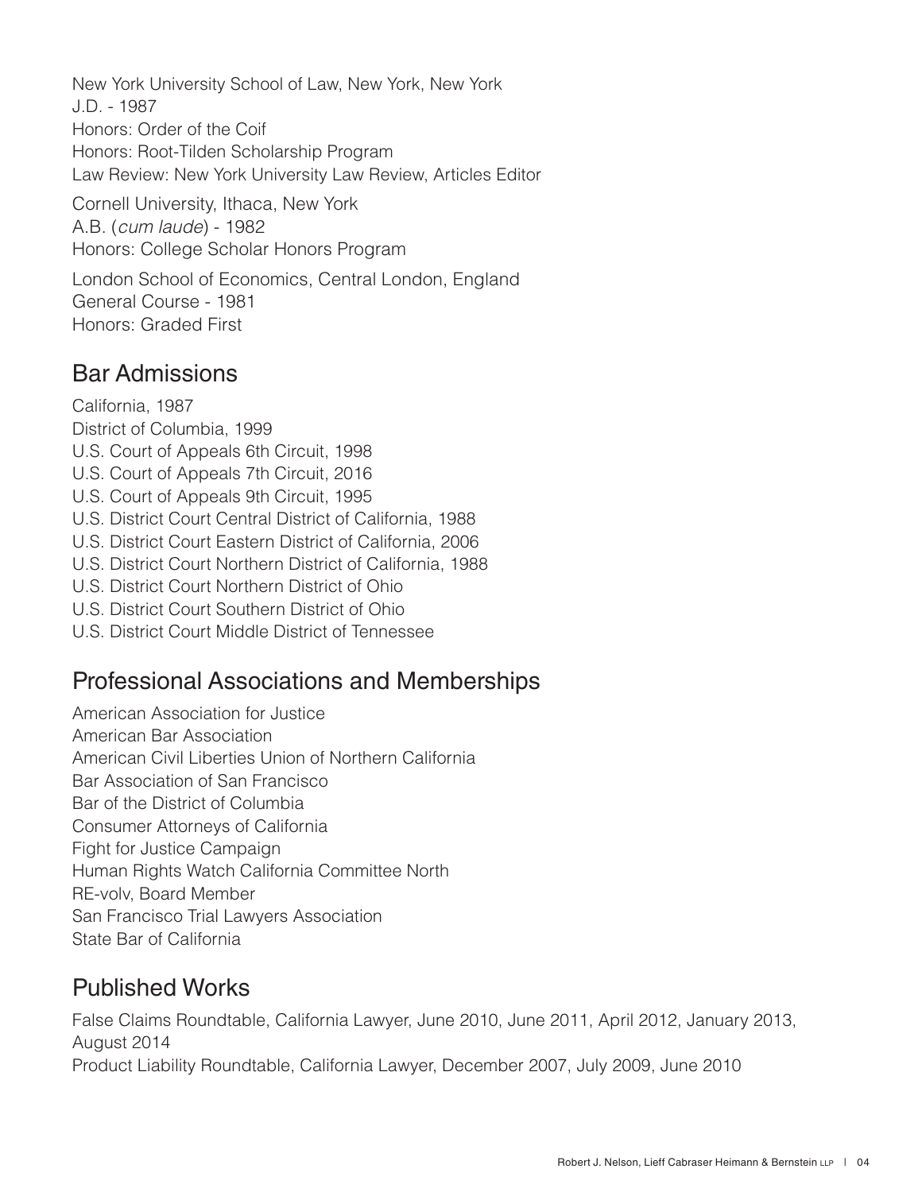New York University School of Law, New York, New York
J.D. - 1987
Honors: Order of the Coif
Honors: Root-Tilden Scholarship Program
Law Review: New York University Law Review, Articles Editor

Cornell University, Ithaca, New York
A.B. (*cum laude*) - 1982
Honors: College Scholar Honors Program

London School of Economics, Central London, England
General Course - 1981
Honors: Graded First

## Bar Admissions

California, 1987
District of Columbia, 1999
U.S. Court of Appeals 6th Circuit, 1998
U.S. Court of Appeals 7th Circuit, 2016
U.S. Court of Appeals 9th Circuit, 1995
U.S. District Court Central District of California, 1988
U.S. District Court Eastern District of California, 2006
U.S. District Court Northern District of California, 1988
U.S. District Court Northern District of Ohio
U.S. District Court Southern District of Ohio
U.S. District Court Middle District of Tennessee

## Professional Associations and Memberships

American Association for Justice
American Bar Association
American Civil Liberties Union of Northern California
Bar Association of San Francisco
Bar of the District of Columbia
Consumer Attorneys of California
Fight for Justice Campaign
Human Rights Watch California Committee North
RE-volv, Board Member
San Francisco Trial Lawyers Association
State Bar of California

## Published Works

False Claims Roundtable, California Lawyer, June 2010, June 2011, April 2012, January 2013, August 2014
Product Liability Roundtable, California Lawyer, December 2007, July 2009, June 2010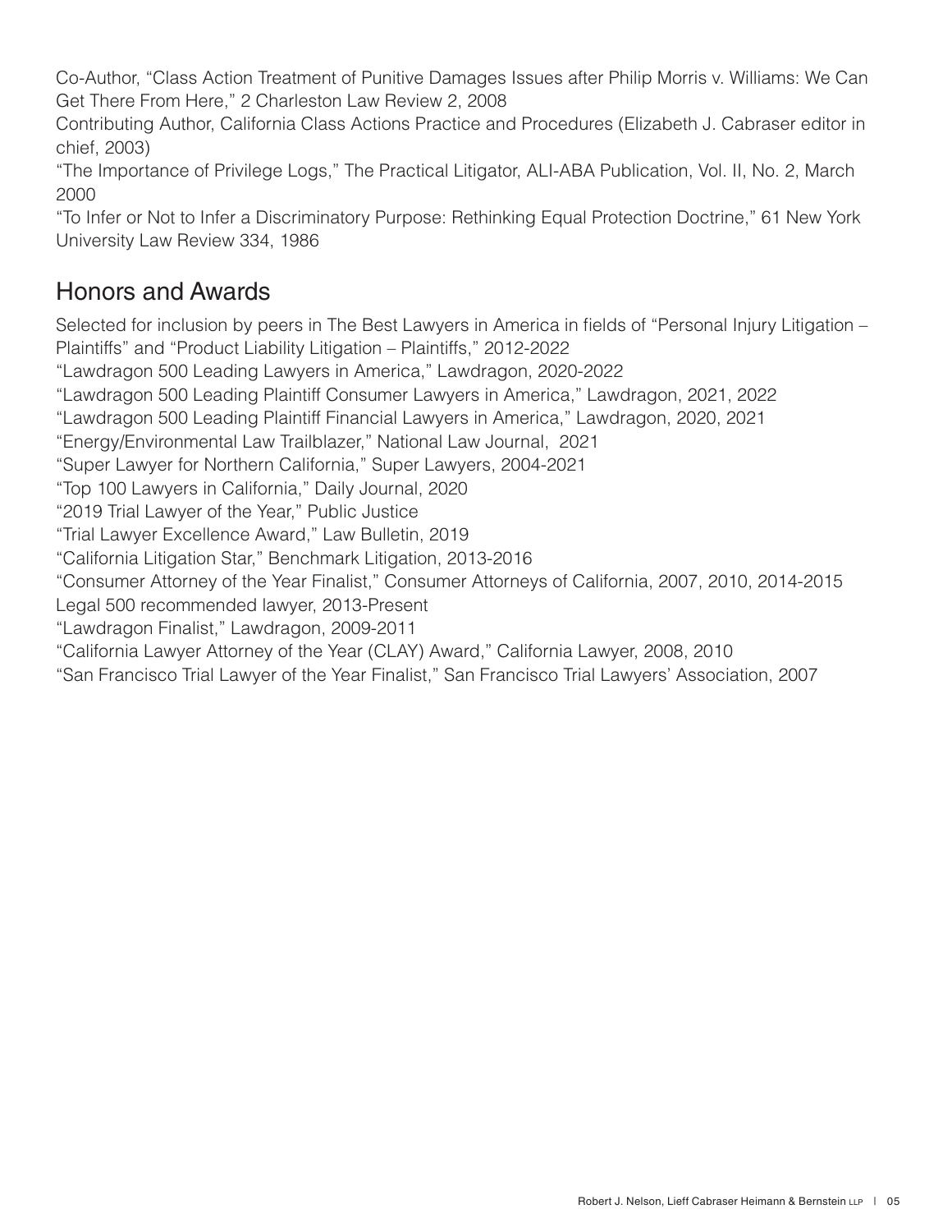Co-Author, "Class Action Treatment of Punitive Damages Issues after Philip Morris v. Williams: We Can Get There From Here," 2 Charleston Law Review 2, 2008

Contributing Author, California Class Actions Practice and Procedures (Elizabeth J. Cabraser editor in chief, 2003)

"The Importance of Privilege Logs," The Practical Litigator, ALI-ABA Publication, Vol. II, No. 2, March 2000

"To Infer or Not to Infer a Discriminatory Purpose: Rethinking Equal Protection Doctrine," 61 New York University Law Review 334, 1986

## Honors and Awards

Selected for inclusion by peers in The Best Lawyers in America in fields of "Personal Injury Litigation – Plaintiffs" and "Product Liability Litigation – Plaintiffs," 2012-2022

"Lawdragon 500 Leading Lawyers in America," Lawdragon, 2020-2022

"Lawdragon 500 Leading Plaintiff Consumer Lawyers in America," Lawdragon, 2021, 2022

"Lawdragon 500 Leading Plaintiff Financial Lawyers in America," Lawdragon, 2020, 2021

"Energy/Environmental Law Trailblazer," National Law Journal, 2021

"Super Lawyer for Northern California," Super Lawyers, 2004-2021

"Top 100 Lawyers in California," Daily Journal, 2020

"2019 Trial Lawyer of the Year," Public Justice

"Trial Lawyer Excellence Award," Law Bulletin, 2019

"California Litigation Star," Benchmark Litigation, 2013-2016

"Consumer Attorney of the Year Finalist," Consumer Attorneys of California, 2007, 2010, 2014-2015

Legal 500 recommended lawyer, 2013-Present

"Lawdragon Finalist," Lawdragon, 2009-2011

"California Lawyer Attorney of the Year (CLAY) Award," California Lawyer, 2008, 2010

"San Francisco Trial Lawyer of the Year Finalist," San Francisco Trial Lawyers' Association, 2007